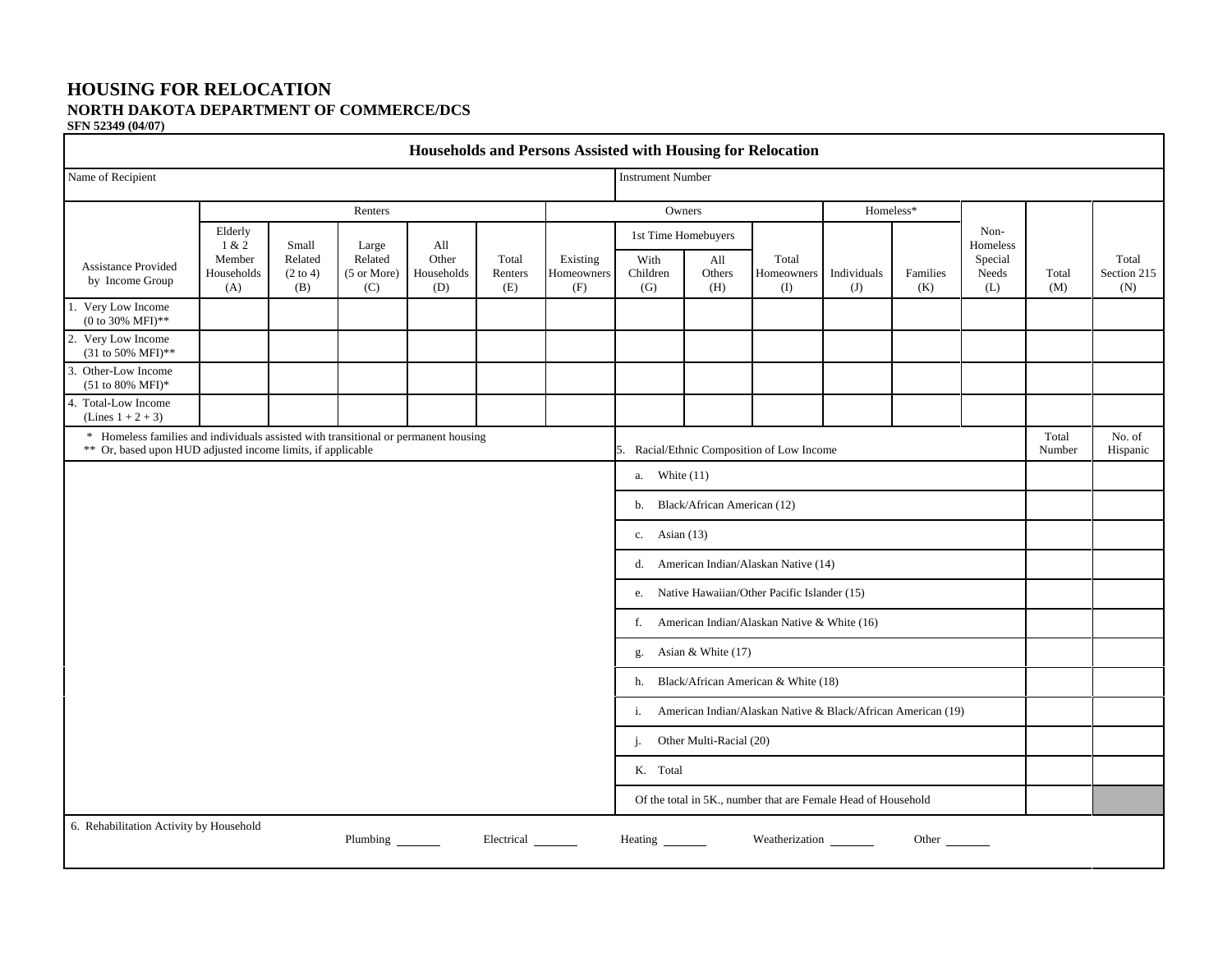# HOUSING FOR RELOCATION

## NORTH DAKOTA DEPARTMENT OF COMMERCE/DCS

**SFN 52349 (04/07)**

### Households and Persons Assisted with Housing for Relocation

| Name of Recipient | Instrument Number |
|---|---|
| | |

| Assistance Provided by Income Group | Renters | | | | | Owners | | | | Homeless* | | Non-Homeless Special Needs (L) | Total (M) | Total Section 215 (N) |
|---|---|---|---|---|---|---|---|---|---|---|---|---|---|---|
| | Elderly 1 & 2 Member Households (A) | Small Related (2 to 4) (B) | Large Related (5 or More) (C) | All Other Households (D) | Total Renters (E) | Existing Homeowners (F) | 1st Time Homebuyers: With Children (G) | 1st Time Homebuyers: All Others (H) | Total Homeowners (I) | Individuals (J) | Families (K) | | | |
| 1. Very Low Income (0 to 30% MFI)** | | | | | | | | | | | | | | |
| 2. Very Low Income (31 to 50% MFI)** | | | | | | | | | | | | | | |
| 3. Other-Low Income (51 to 80% MFI)* | | | | | | | | | | | | | | |
| 4. Total-Low Income (Lines 1 + 2 + 3) | | | | | | | | | | | | | | |

\* Homeless families and individuals assisted with transitional or permanent housing
\*\* Or, based upon HUD adjusted income limits, if applicable

| 5. Racial/Ethnic Composition of Low Income | Total Number | No. of Hispanic |
|---|---|---|
| a. White (11) | | |
| b. Black/African American (12) | | |
| c. Asian (13) | | |
| d. American Indian/Alaskan Native (14) | | |
| e. Native Hawaiian/Other Pacific Islander (15) | | |
| f. American Indian/Alaskan Native & White (16) | | |
| g. Asian & White (17) | | |
| h. Black/African American & White (18) | | |
| i. American Indian/Alaskan Native & Black/African American (19) | | |
| j. Other Multi-Racial (20) | | |
| K. Total | | |
| Of the total in 5K., number that are Female Head of Household | | |

6. Rehabilitation Activity by Household

Plumbing _______ Electrical _______ Heating _______ Weatherization _______ Other _______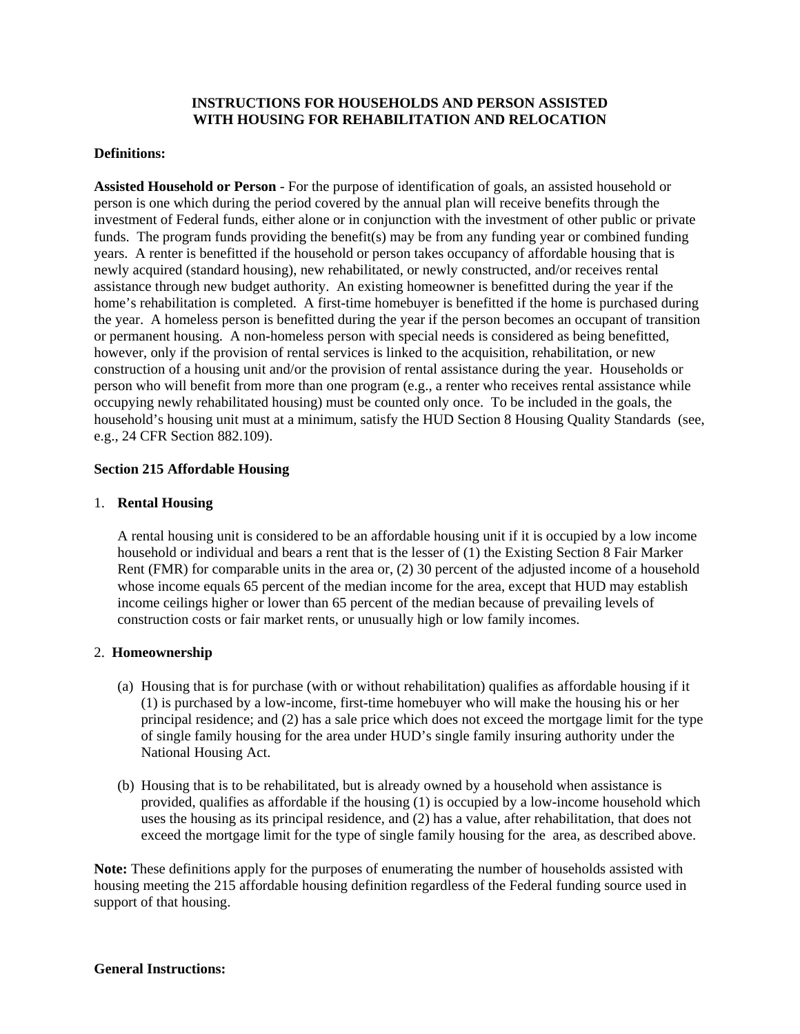# INSTRUCTIONS FOR HOUSEHOLDS AND PERSON ASSISTED WITH HOUSING FOR REHABILITATION AND RELOCATION

**Definitions:**

**Assisted Household or Person** - For the purpose of identification of goals, an assisted household or person is one which during the period covered by the annual plan will receive benefits through the investment of Federal funds, either alone or in conjunction with the investment of other public or private funds. The program funds providing the benefit(s) may be from any funding year or combined funding years. A renter is benefitted if the household or person takes occupancy of affordable housing that is newly acquired (standard housing), new rehabilitated, or newly constructed, and/or receives rental assistance through new budget authority. An existing homeowner is benefitted during the year if the home's rehabilitation is completed. A first-time homebuyer is benefitted if the home is purchased during the year. A homeless person is benefitted during the year if the person becomes an occupant of transition or permanent housing. A non-homeless person with special needs is considered as being benefitted, however, only if the provision of rental services is linked to the acquisition, rehabilitation, or new construction of a housing unit and/or the provision of rental assistance during the year. Households or person who will benefit from more than one program (e.g., a renter who receives rental assistance while occupying newly rehabilitated housing) must be counted only once. To be included in the goals, the household's housing unit must at a minimum, satisfy the HUD Section 8 Housing Quality Standards (see, e.g., 24 CFR Section 882.109).

**Section 215 Affordable Housing**

1. **Rental Housing**

   A rental housing unit is considered to be an affordable housing unit if it is occupied by a low income household or individual and bears a rent that is the lesser of (1) the Existing Section 8 Fair Marker Rent (FMR) for comparable units in the area or, (2) 30 percent of the adjusted income of a household whose income equals 65 percent of the median income for the area, except that HUD may establish income ceilings higher or lower than 65 percent of the median because of prevailing levels of construction costs or fair market rents, or unusually high or low family incomes.

2. **Homeownership**

   (a) Housing that is for purchase (with or without rehabilitation) qualifies as affordable housing if it (1) is purchased by a low-income, first-time homebuyer who will make the housing his or her principal residence; and (2) has a sale price which does not exceed the mortgage limit for the type of single family housing for the area under HUD's single family insuring authority under the National Housing Act.

   (b) Housing that is to be rehabilitated, but is already owned by a household when assistance is provided, qualifies as affordable if the housing (1) is occupied by a low-income household which uses the housing as its principal residence, and (2) has a value, after rehabilitation, that does not exceed the mortgage limit for the type of single family housing for the area, as described above.

**Note:** These definitions apply for the purposes of enumerating the number of households assisted with housing meeting the 215 affordable housing definition regardless of the Federal funding source used in support of that housing.

**General Instructions:**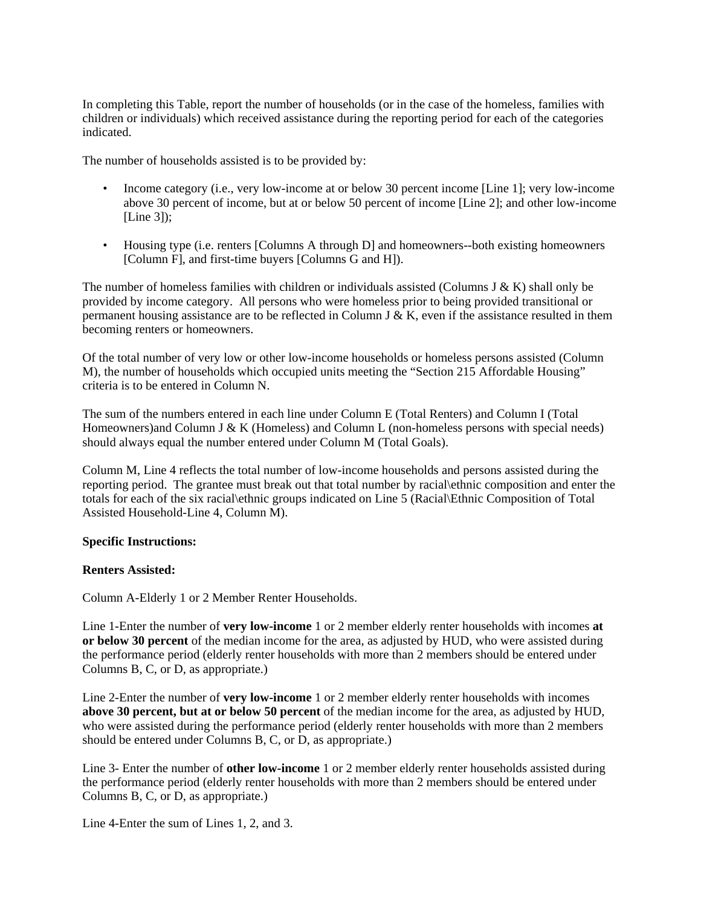In completing this Table, report the number of households (or in the case of the homeless, families with children or individuals) which received assistance during the reporting period for each of the categories indicated.

The number of households assisted is to be provided by:

- Income category (i.e., very low-income at or below 30 percent income [Line 1]; very low-income above 30 percent of income, but at or below 50 percent of income [Line 2]; and other low-income [Line 3]);

- Housing type (i.e. renters [Columns A through D] and homeowners--both existing homeowners [Column F], and first-time buyers [Columns G and H]).

The number of homeless families with children or individuals assisted (Columns J & K) shall only be provided by income category. All persons who were homeless prior to being provided transitional or permanent housing assistance are to be reflected in Column J & K, even if the assistance resulted in them becoming renters or homeowners.

Of the total number of very low or other low-income households or homeless persons assisted (Column M), the number of households which occupied units meeting the "Section 215 Affordable Housing" criteria is to be entered in Column N.

The sum of the numbers entered in each line under Column E (Total Renters) and Column I (Total Homeowners)and Column J & K (Homeless) and Column L (non-homeless persons with special needs) should always equal the number entered under Column M (Total Goals).

Column M, Line 4 reflects the total number of low-income households and persons assisted during the reporting period. The grantee must break out that total number by racial\ethnic composition and enter the totals for each of the six racial\ethnic groups indicated on Line 5 (Racial\Ethnic Composition of Total Assisted Household-Line 4, Column M).

**Specific Instructions:**

**Renters Assisted:**

Column A-Elderly 1 or 2 Member Renter Households.

Line 1-Enter the number of **very low-income** 1 or 2 member elderly renter households with incomes **at or below 30 percent** of the median income for the area, as adjusted by HUD, who were assisted during the performance period (elderly renter households with more than 2 members should be entered under Columns B, C, or D, as appropriate.)

Line 2-Enter the number of **very low-income** 1 or 2 member elderly renter households with incomes **above 30 percent, but at or below 50 percent** of the median income for the area, as adjusted by HUD, who were assisted during the performance period (elderly renter households with more than 2 members should be entered under Columns B, C, or D, as appropriate.)

Line 3- Enter the number of **other low-income** 1 or 2 member elderly renter households assisted during the performance period (elderly renter households with more than 2 members should be entered under Columns B, C, or D, as appropriate.)

Line 4-Enter the sum of Lines 1, 2, and 3.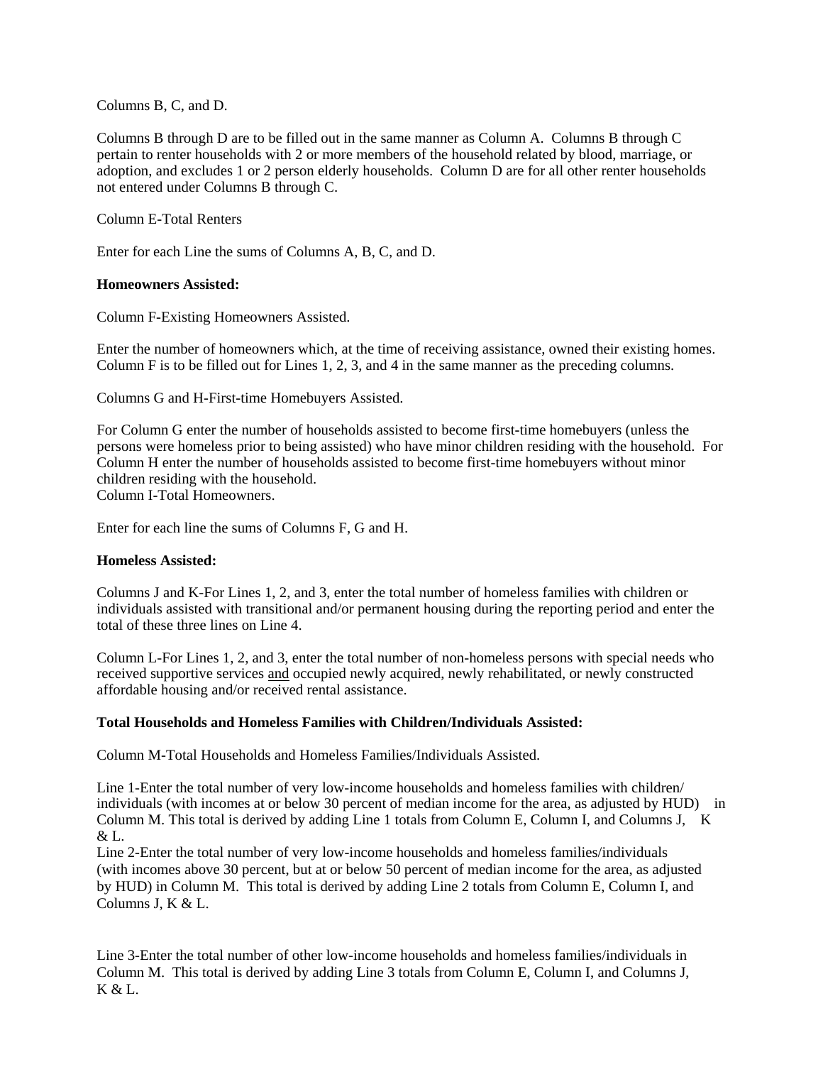Columns B, C, and D.

Columns B through D are to be filled out in the same manner as Column A. Columns B through C pertain to renter households with 2 or more members of the household related by blood, marriage, or adoption, and excludes 1 or 2 person elderly households. Column D are for all other renter households not entered under Columns B through C.

Column E-Total Renters

Enter for each Line the sums of Columns A, B, C, and D.

**Homeowners Assisted:**

Column F-Existing Homeowners Assisted.

Enter the number of homeowners which, at the time of receiving assistance, owned their existing homes. Column F is to be filled out for Lines 1, 2, 3, and 4 in the same manner as the preceding columns.

Columns G and H-First-time Homebuyers Assisted.

For Column G enter the number of households assisted to become first-time homebuyers (unless the persons were homeless prior to being assisted) who have minor children residing with the household. For Column H enter the number of households assisted to become first-time homebuyers without minor children residing with the household.

Column I-Total Homeowners.

Enter for each line the sums of Columns F, G and H.

**Homeless Assisted:**

Columns J and K-For Lines 1, 2, and 3, enter the total number of homeless families with children or individuals assisted with transitional and/or permanent housing during the reporting period and enter the total of these three lines on Line 4.

Column L-For Lines 1, 2, and 3, enter the total number of non-homeless persons with special needs who received supportive services <u>and</u> occupied newly acquired, newly rehabilitated, or newly constructed affordable housing and/or received rental assistance.

**Total Households and Homeless Families with Children/Individuals Assisted:**

Column M-Total Households and Homeless Families/Individuals Assisted.

Line 1-Enter the total number of very low-income households and homeless families with children/ individuals (with incomes at or below 30 percent of median income for the area, as adjusted by HUD) in Column M. This total is derived by adding Line 1 totals from Column E, Column I, and Columns J, K & L.

Line 2-Enter the total number of very low-income households and homeless families/individuals (with incomes above 30 percent, but at or below 50 percent of median income for the area, as adjusted by HUD) in Column M. This total is derived by adding Line 2 totals from Column E, Column I, and Columns J, K & L.

Line 3-Enter the total number of other low-income households and homeless families/individuals in Column M. This total is derived by adding Line 3 totals from Column E, Column I, and Columns J, K & L.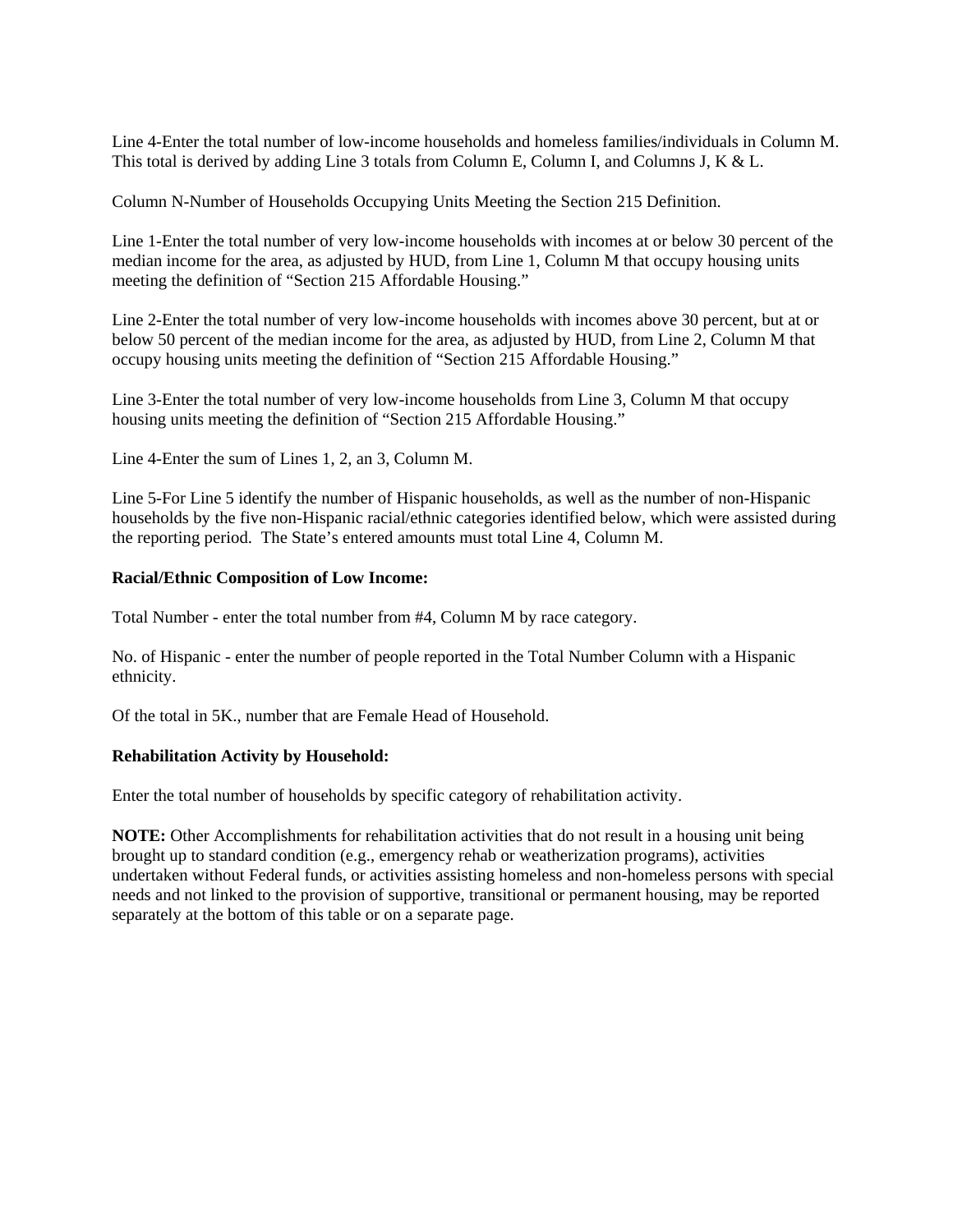Line 4-Enter the total number of low-income households and homeless families/individuals in Column M. This total is derived by adding Line 3 totals from Column E, Column I, and Columns J, K & L.

Column N-Number of Households Occupying Units Meeting the Section 215 Definition.

Line 1-Enter the total number of very low-income households with incomes at or below 30 percent of the median income for the area, as adjusted by HUD, from Line 1, Column M that occupy housing units meeting the definition of "Section 215 Affordable Housing."

Line 2-Enter the total number of very low-income households with incomes above 30 percent, but at or below 50 percent of the median income for the area, as adjusted by HUD, from Line 2, Column M that occupy housing units meeting the definition of "Section 215 Affordable Housing."

Line 3-Enter the total number of very low-income households from Line 3, Column M that occupy housing units meeting the definition of "Section 215 Affordable Housing."

Line 4-Enter the sum of Lines 1, 2, an 3, Column M.

Line 5-For Line 5 identify the number of Hispanic households, as well as the number of non-Hispanic households by the five non-Hispanic racial/ethnic categories identified below, which were assisted during the reporting period. The State's entered amounts must total Line 4, Column M.

**Racial/Ethnic Composition of Low Income:**

Total Number - enter the total number from #4, Column M by race category.

No. of Hispanic - enter the number of people reported in the Total Number Column with a Hispanic ethnicity.

Of the total in 5K., number that are Female Head of Household.

**Rehabilitation Activity by Household:**

Enter the total number of households by specific category of rehabilitation activity.

**NOTE:** Other Accomplishments for rehabilitation activities that do not result in a housing unit being brought up to standard condition (e.g., emergency rehab or weatherization programs), activities undertaken without Federal funds, or activities assisting homeless and non-homeless persons with special needs and not linked to the provision of supportive, transitional or permanent housing, may be reported separately at the bottom of this table or on a separate page.